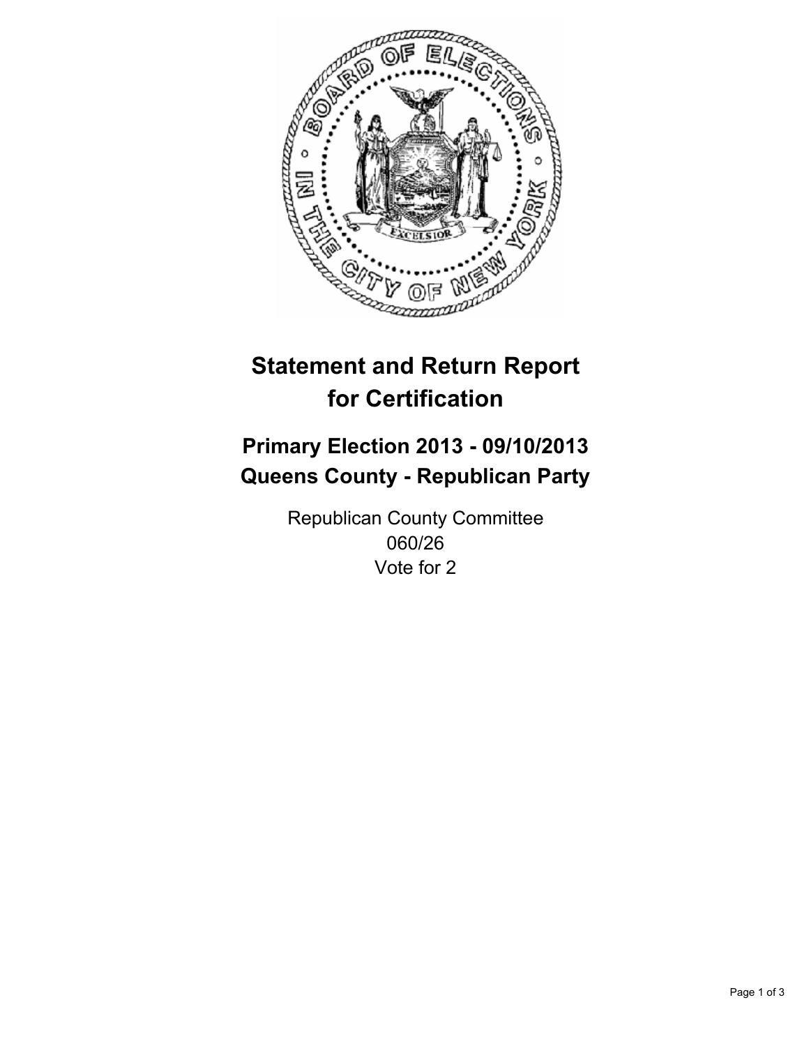# Statement and Return Report for Certification

## Primary Election 2013 - 09/10/2013
## Queens County - Republican Party

Republican County Committee
060/26
Vote for 2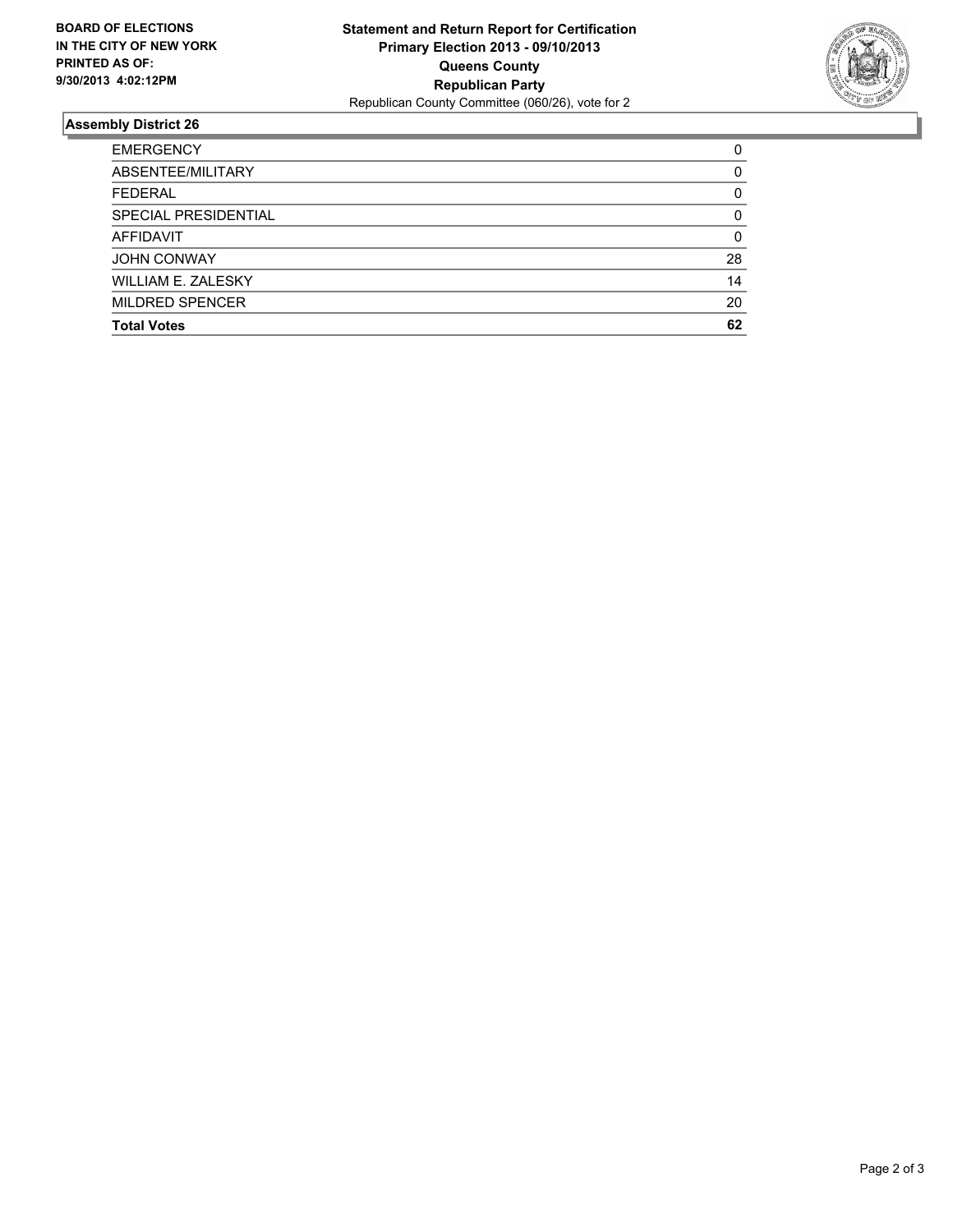**BOARD OF ELECTIONS IN THE CITY OF NEW YORK PRINTED AS OF: 9/30/2013 4:02:12PM**

**Statement and Return Report for Certification**
**Primary Election 2013 - 09/10/2013**
**Queens County**
**Republican Party**
Republican County Committee (060/26), vote for 2

## Assembly District 26

| | |
|---|---|
| EMERGENCY | 0 |
| ABSENTEE/MILITARY | 0 |
| FEDERAL | 0 |
| SPECIAL PRESIDENTIAL | 0 |
| AFFIDAVIT | 0 |
| JOHN CONWAY | 28 |
| WILLIAM E. ZALESKY | 14 |
| MILDRED SPENCER | 20 |
| **Total Votes** | **62** |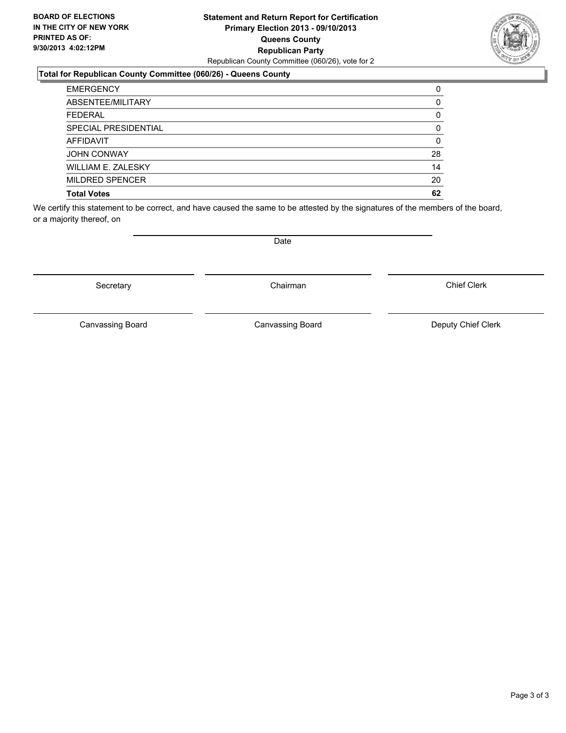**BOARD OF ELECTIONS IN THE CITY OF NEW YORK PRINTED AS OF: 9/30/2013 4:02:12PM**

**Statement and Return Report for Certification**
**Primary Election 2013 - 09/10/2013**
**Queens County**
**Republican Party**
Republican County Committee (060/26), vote for 2

### Total for Republican County Committee (060/26) - Queens County

| | |
|---|---|
| EMERGENCY | 0 |
| ABSENTEE/MILITARY | 0 |
| FEDERAL | 0 |
| SPECIAL PRESIDENTIAL | 0 |
| AFFIDAVIT | 0 |
| JOHN CONWAY | 28 |
| WILLIAM E. ZALESKY | 14 |
| MILDRED SPENCER | 20 |
| **Total Votes** | **62** |

We certify this statement to be correct, and have caused the same to be attested by the signatures of the members of the board, or a majority thereof, on

Date

Secretary　　Chairman　　Chief Clerk

Canvassing Board　　Canvassing Board　　Deputy Chief Clerk